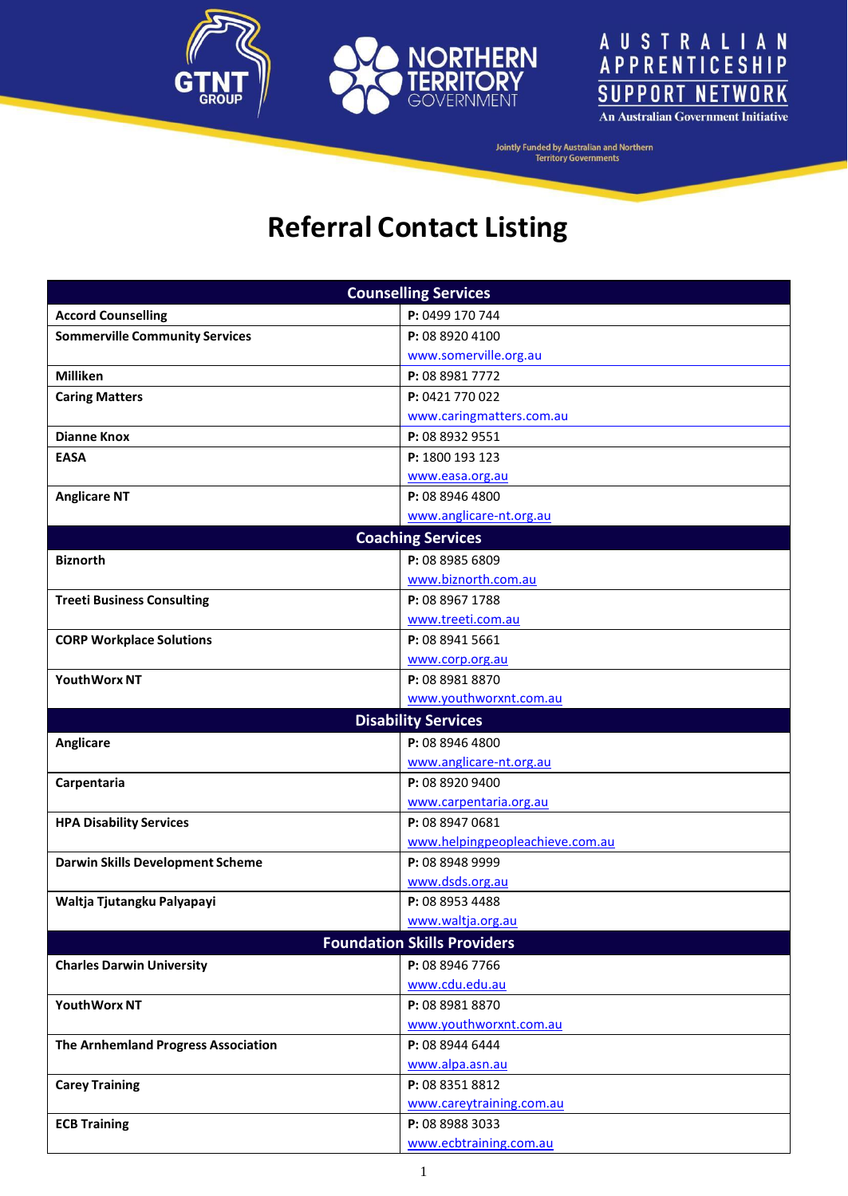# Referral Contact Listing

| Counselling Services | |
|---|---|
| **Accord Counselling** | **P:** 0499 170 744 |
| **Sommerville Community Services** | **P:** 08 8920 4100<br>www.somerville.org.au |
| **Milliken** | **P:** 08 8981 7772 |
| **Caring Matters** | **P:** 0421 770 022<br>www.caringmatters.com.au |
| **Dianne Knox** | **P:** 08 8932 9551 |
| **EASA** | **P:** 1800 193 123<br>www.easa.org.au |
| **Anglicare NT** | **P:** 08 8946 4800<br>www.anglicare-nt.org.au |
| **Coaching Services** | |
| **Biznorth** | **P:** 08 8985 6809<br>www.biznorth.com.au |
| **Treeti Business Consulting** | **P:** 08 8967 1788<br>www.treeti.com.au |
| **CORP Workplace Solutions** | **P:** 08 8941 5661<br>www.corp.org.au |
| **YouthWorx NT** | **P:** 08 8981 8870<br>www.youthworxnt.com.au |
| **Disability Services** | |
| **Anglicare** | **P:** 08 8946 4800<br>www.anglicare-nt.org.au |
| **Carpentaria** | **P:** 08 8920 9400<br>www.carpentaria.org.au |
| **HPA Disability Services** | **P:** 08 8947 0681<br>www.helpingpeopleachieve.com.au |
| **Darwin Skills Development Scheme** | **P:** 08 8948 9999<br>www.dsds.org.au |
| **Waltja Tjutangku Palyapayi** | **P:** 08 8953 4488<br>www.waltja.org.au |
| **Foundation Skills Providers** | |
| **Charles Darwin University** | **P:** 08 8946 7766<br>www.cdu.edu.au |
| **YouthWorx NT** | **P:** 08 8981 8870<br>www.youthworxnt.com.au |
| **The Arnhemland Progress Association** | **P:** 08 8944 6444<br>www.alpa.asn.au |
| **Carey Training** | **P:** 08 8351 8812<br>www.careytraining.com.au |
| **ECB Training** | **P:** 08 8988 3033<br>www.ecbtraining.com.au |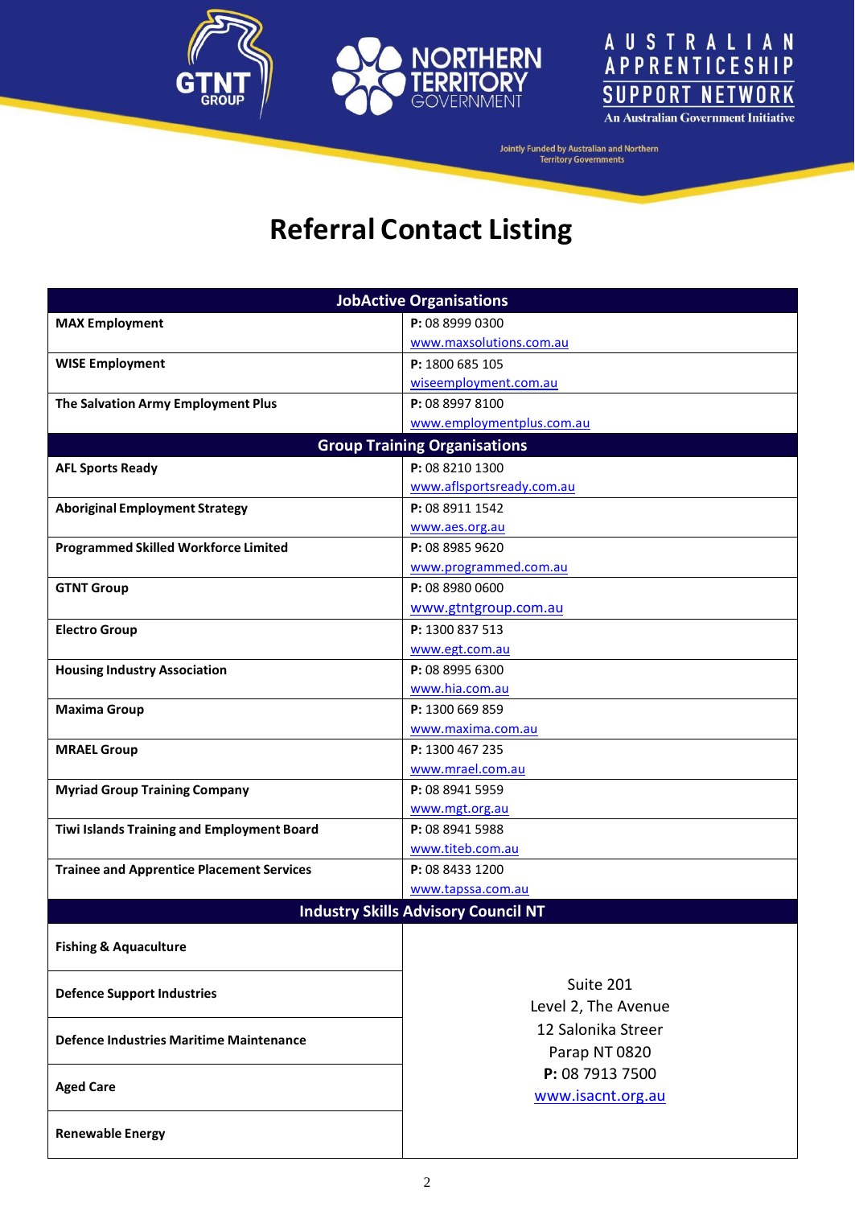Jointly Funded by Australian and Northern Territory Governments

# Referral Contact Listing

| JobActive Organisations | |
|---|---|
| **MAX Employment** | **P:** 08 8999 0300<br>www.maxsolutions.com.au |
| **WISE Employment** | **P:** 1800 685 105<br>wiseemployment.com.au |
| **The Salvation Army Employment Plus** | **P:** 08 8997 8100<br>www.employmentplus.com.au |
| **Group Training Organisations** | |
| **AFL Sports Ready** | **P:** 08 8210 1300<br>www.aflsportsready.com.au |
| **Aboriginal Employment Strategy** | **P:** 08 8911 1542<br>www.aes.org.au |
| **Programmed Skilled Workforce Limited** | **P:** 08 8985 9620<br>www.programmed.com.au |
| **GTNT Group** | **P:** 08 8980 0600<br>www.gtntgroup.com.au |
| **Electro Group** | **P:** 1300 837 513<br>www.egt.com.au |
| **Housing Industry Association** | **P:** 08 8995 6300<br>www.hia.com.au |
| **Maxima Group** | **P:** 1300 669 859<br>www.maxima.com.au |
| **MRAEL Group** | **P:** 1300 467 235<br>www.mrael.com.au |
| **Myriad Group Training Company** | **P:** 08 8941 5959<br>www.mgt.org.au |
| **Tiwi Islands Training and Employment Board** | **P:** 08 8941 5988<br>www.titeb.com.au |
| **Trainee and Apprentice Placement Services** | **P:** 08 8433 1200<br>www.tapssa.com.au |
| **Industry Skills Advisory Council NT** | |
| **Fishing & Aquaculture** | Suite 201<br>Level 2, The Avenue<br>12 Salonika Streer<br>Parap NT 0820<br>**P:** 08 7913 7500<br>www.isacnt.org.au |
| **Defence Support Industries** | |
| **Defence Industries Maritime Maintenance** | |
| **Aged Care** | |
| **Renewable Energy** | |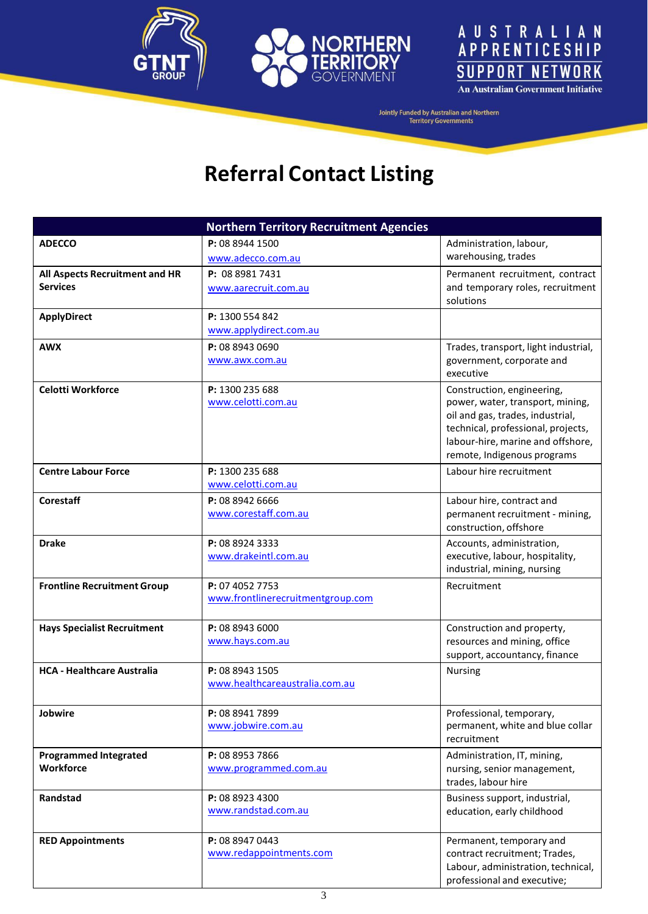# Referral Contact Listing

| Northern Territory Recruitment Agencies | | |
|---|---|---|
| **ADECCO** | **P:** 08 8944 1500<br>www.adecco.com.au | Administration, labour, warehousing, trades |
| **All Aspects Recruitment and HR Services** | **P:** 08 8981 7431<br>www.aarecruit.com.au | Permanent recruitment, contract and temporary roles, recruitment solutions |
| **ApplyDirect** | **P:** 1300 554 842<br>www.applydirect.com.au | |
| **AWX** | **P:** 08 8943 0690<br>www.awx.com.au | Trades, transport, light industrial, government, corporate and executive |
| **Celotti Workforce** | **P:** 1300 235 688<br>www.celotti.com.au | Construction, engineering, power, water, transport, mining, oil and gas, trades, industrial, technical, professional, projects, labour-hire, marine and offshore, remote, Indigenous programs |
| **Centre Labour Force** | **P:** 1300 235 688<br>www.celotti.com.au | Labour hire recruitment |
| **Corestaff** | **P:** 08 8942 6666<br>www.corestaff.com.au | Labour hire, contract and permanent recruitment - mining, construction, offshore |
| **Drake** | **P:** 08 8924 3333<br>www.drakeintl.com.au | Accounts, administration, executive, labour, hospitality, industrial, mining, nursing |
| **Frontline Recruitment Group** | **P:** 07 4052 7753<br>www.frontlinerecruitmentgroup.com | Recruitment |
| **Hays Specialist Recruitment** | **P:** 08 8943 6000<br>www.hays.com.au | Construction and property, resources and mining, office support, accountancy, finance |
| **HCA - Healthcare Australia** | **P:** 08 8943 1505<br>www.healthcareaustralia.com.au | Nursing |
| **Jobwire** | **P:** 08 8941 7899<br>www.jobwire.com.au | Professional, temporary, permanent, white and blue collar recruitment |
| **Programmed Integrated Workforce** | **P:** 08 8953 7866<br>www.programmed.com.au | Administration, IT, mining, nursing, senior management, trades, labour hire |
| **Randstad** | **P:** 08 8923 4300<br>www.randstad.com.au | Business support, industrial, education, early childhood |
| **RED Appointments** | **P:** 08 8947 0443<br>www.redappointments.com | Permanent, temporary and contract recruitment; Trades, Labour, administration, technical, professional and executive; |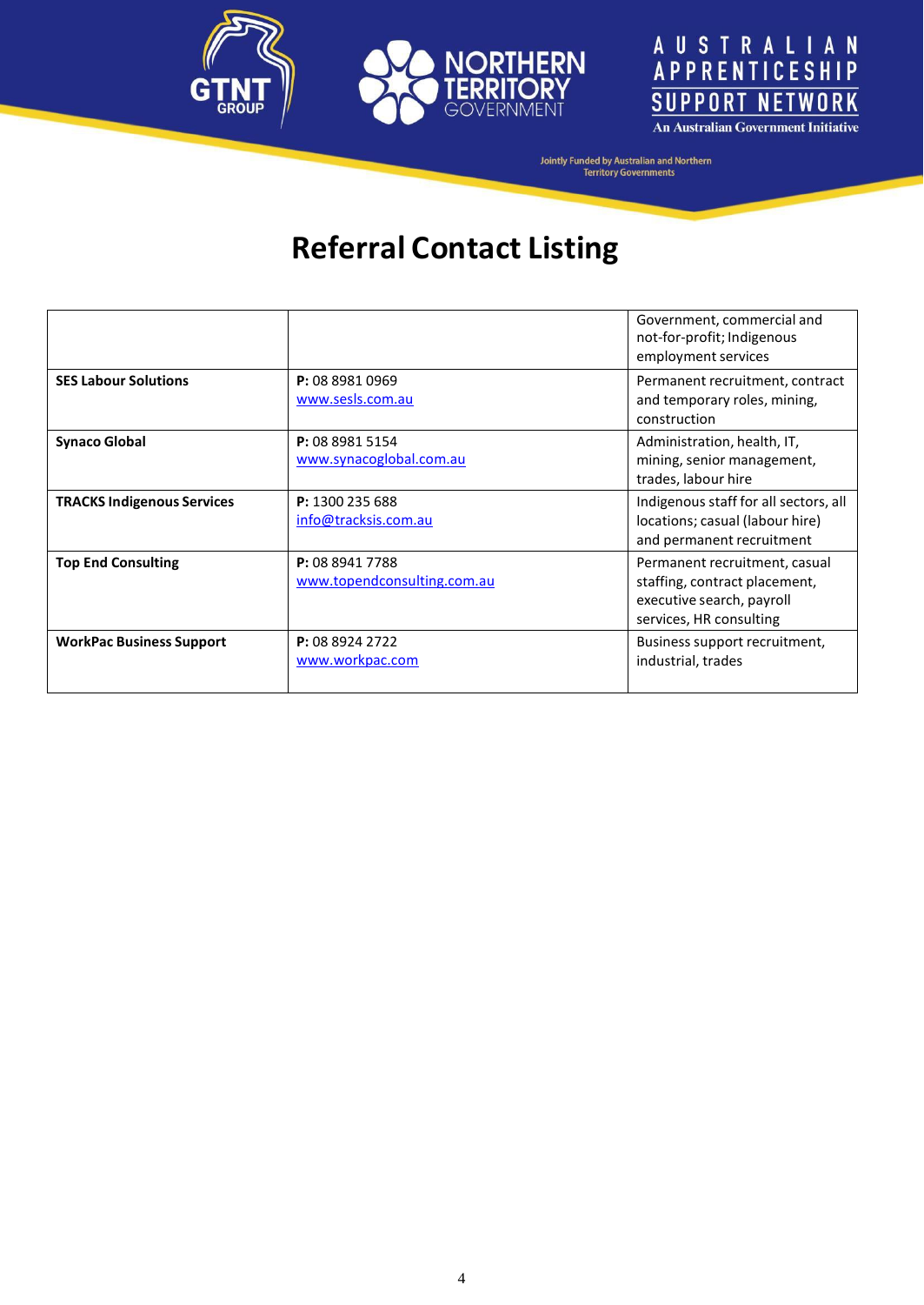# Referral Contact Listing

| | | |
|---|---|---|
| | | Government, commercial and not-for-profit; Indigenous employment services |
| **SES Labour Solutions** | **P:** 08 8981 0969 www.sesls.com.au | Permanent recruitment, contract and temporary roles, mining, construction |
| **Synaco Global** | **P:** 08 8981 5154 www.synacoglobal.com.au | Administration, health, IT, mining, senior management, trades, labour hire |
| **TRACKS Indigenous Services** | **P:** 1300 235 688 info@tracksis.com.au | Indigenous staff for all sectors, all locations; casual (labour hire) and permanent recruitment |
| **Top End Consulting** | **P:** 08 8941 7788 www.topendconsulting.com.au | Permanent recruitment, casual staffing, contract placement, executive search, payroll services, HR consulting |
| **WorkPac Business Support** | **P:** 08 8924 2722 www.workpac.com | Business support recruitment, industrial, trades |